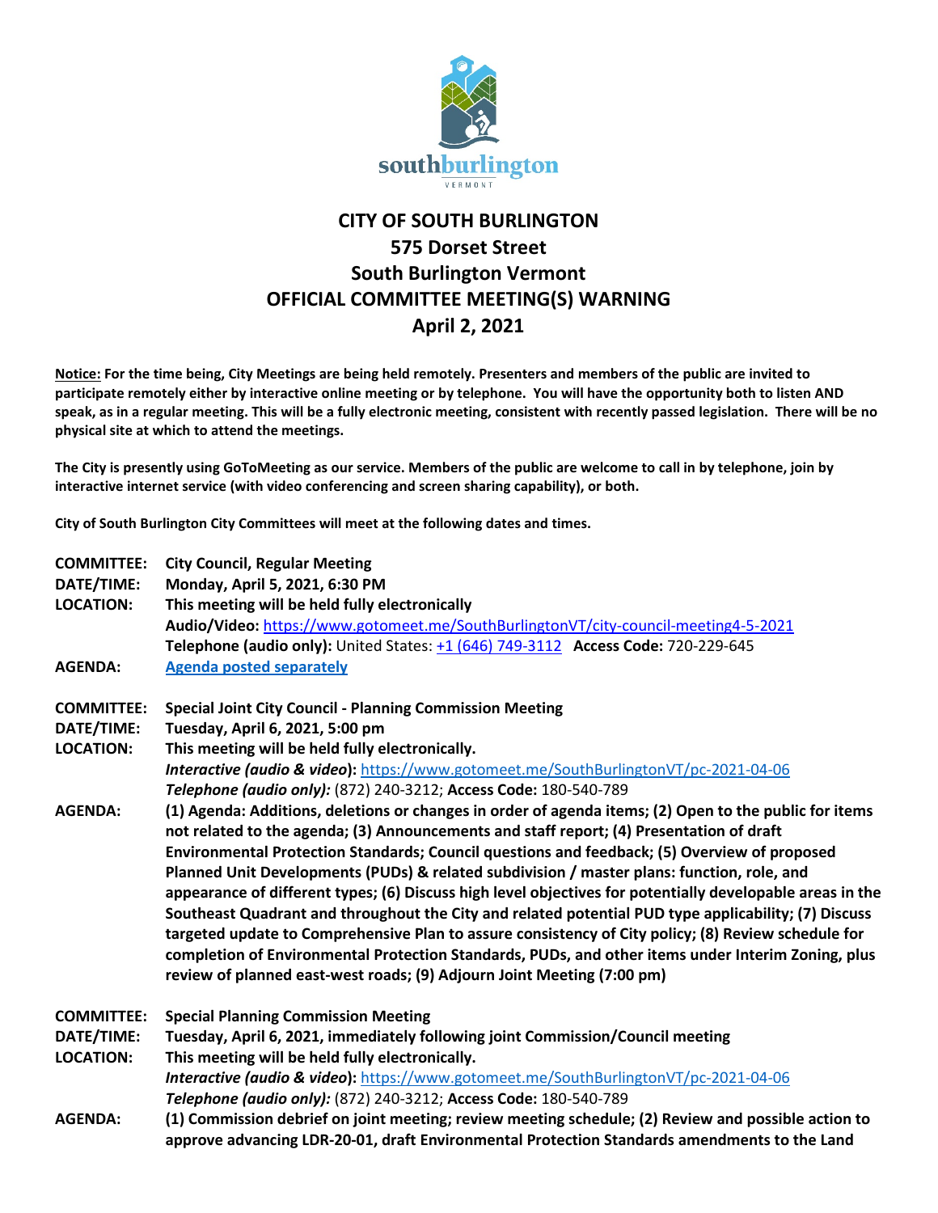# CITY OF SOUTH BURLINGTON
## 575 Dorset Street
## South Burlington Vermont
## OFFICIAL COMMITTEE MEETING(S) WARNING
## April 2, 2021

**Notice: For the time being, City Meetings are being held remotely. Presenters and members of the public are invited to participate remotely either by interactive online meeting or by telephone. You will have the opportunity both to listen AND speak, as in a regular meeting. This will be a fully electronic meeting, consistent with recently passed legislation. There will be no physical site at which to attend the meetings.**

**The City is presently using GoToMeeting as our service. Members of the public are welcome to call in by telephone, join by interactive internet service (with video conferencing and screen sharing capability), or both.**

**City of South Burlington City Committees will meet at the following dates and times.**

**COMMITTEE:** **City Council, Regular Meeting**
**DATE/TIME:** **Monday, April 5, 2021, 6:30 PM**
**LOCATION:** **This meeting will be held fully electronically**
**Audio/Video:** https://www.gotomeet.me/SouthBurlingtonVT/city-council-meeting4-5-2021
**Telephone (audio only):** United States: +1 (646) 749-3112 **Access Code:** 720-229-645
**AGENDA:** **Agenda posted separately**

**COMMITTEE:** **Special Joint City Council - Planning Commission Meeting**
**DATE/TIME:** **Tuesday, April 6, 2021, 5:00 pm**
**LOCATION:** **This meeting will be held fully electronically.**
***Interactive (audio & video)*:** https://www.gotomeet.me/SouthBurlingtonVT/pc-2021-04-06
***Telephone (audio only):*** (872) 240-3212; **Access Code:** 180-540-789
**AGENDA:** **(1) Agenda: Additions, deletions or changes in order of agenda items; (2) Open to the public for items not related to the agenda; (3) Announcements and staff report; (4) Presentation of draft Environmental Protection Standards; Council questions and feedback; (5) Overview of proposed Planned Unit Developments (PUDs) & related subdivision / master plans: function, role, and appearance of different types; (6) Discuss high level objectives for potentially developable areas in the Southeast Quadrant and throughout the City and related potential PUD type applicability; (7) Discuss targeted update to Comprehensive Plan to assure consistency of City policy; (8) Review schedule for completion of Environmental Protection Standards, PUDs, and other items under Interim Zoning, plus review of planned east-west roads; (9) Adjourn Joint Meeting (7:00 pm)**

**COMMITTEE:** **Special Planning Commission Meeting**
**DATE/TIME:** **Tuesday, April 6, 2021, immediately following joint Commission/Council meeting**
**LOCATION:** **This meeting will be held fully electronically.**
***Interactive (audio & video)*:** https://www.gotomeet.me/SouthBurlingtonVT/pc-2021-04-06
***Telephone (audio only):*** (872) 240-3212; **Access Code:** 180-540-789
**AGENDA:** **(1) Commission debrief on joint meeting; review meeting schedule; (2) Review and possible action to approve advancing LDR-20-01, draft Environmental Protection Standards amendments to the Land**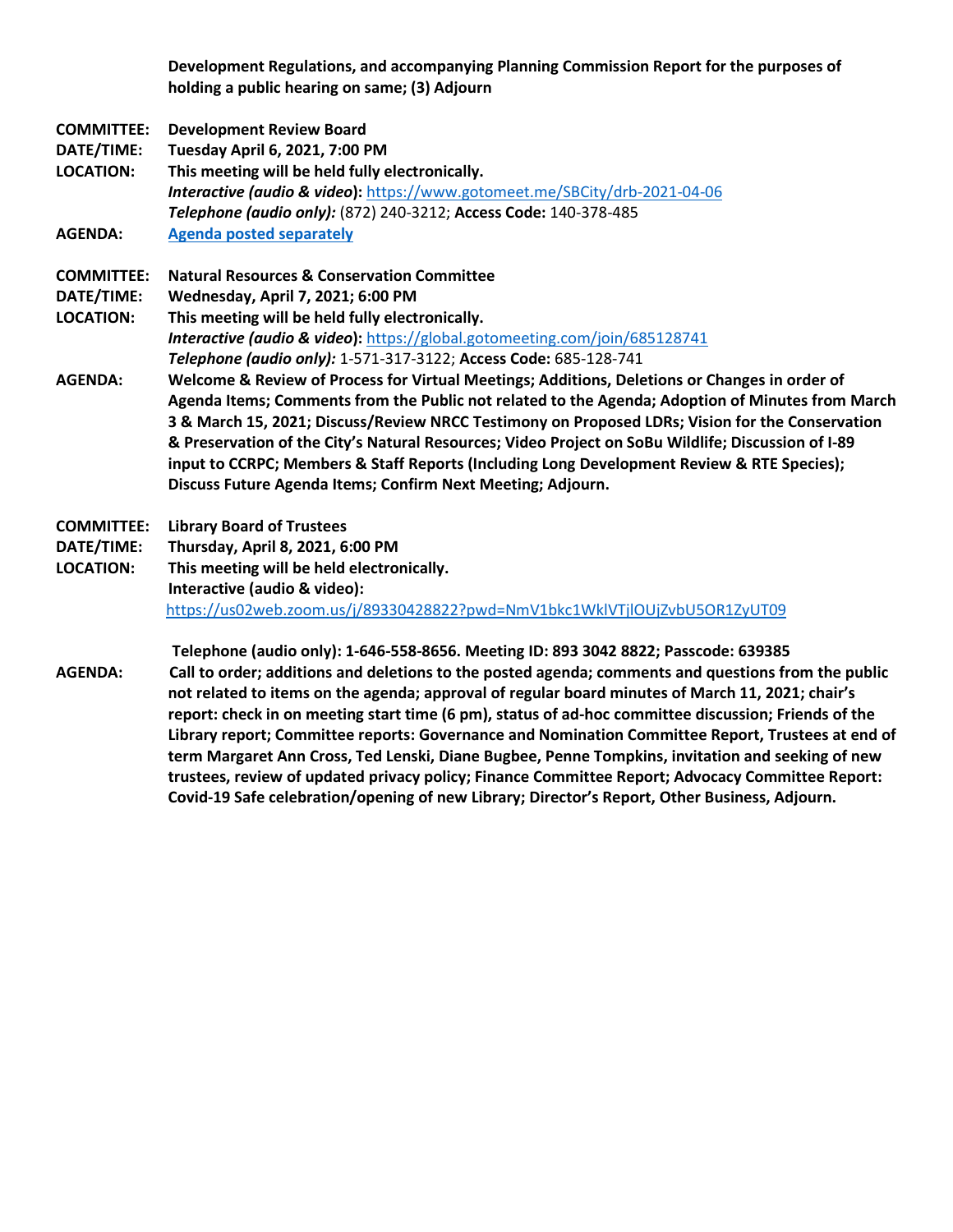**Development Regulations, and accompanying Planning Commission Report for the purposes of holding a public hearing on same; (3) Adjourn**

**COMMITTEE:** **Development Review Board**
**DATE/TIME:** **Tuesday April 6, 2021, 7:00 PM**
**LOCATION:** **This meeting will be held fully electronically.**
***Interactive (audio & video)*:** https://www.gotomeet.me/SBCity/drb-2021-04-06
***Telephone (audio only):*** (872) 240-3212; **Access Code:** 140-378-485
**AGENDA:** **Agenda posted separately**

**COMMITTEE:** **Natural Resources & Conservation Committee**
**DATE/TIME:** **Wednesday, April 7, 2021; 6:00 PM**
**LOCATION:** **This meeting will be held fully electronically.**
***Interactive (audio & video)*:** https://global.gotomeeting.com/join/685128741
***Telephone (audio only):*** 1-571-317-3122; **Access Code:** 685-128-741
**AGENDA:** **Welcome & Review of Process for Virtual Meetings; Additions, Deletions or Changes in order of Agenda Items; Comments from the Public not related to the Agenda; Adoption of Minutes from March 3 & March 15, 2021; Discuss/Review NRCC Testimony on Proposed LDRs; Vision for the Conservation & Preservation of the City's Natural Resources; Video Project on SoBu Wildlife; Discussion of I-89 input to CCRPC; Members & Staff Reports (Including Long Development Review & RTE Species); Discuss Future Agenda Items; Confirm Next Meeting; Adjourn.**

**COMMITTEE:** **Library Board of Trustees**
**DATE/TIME:** **Thursday, April 8, 2021, 6:00 PM**
**LOCATION:** **This meeting will be held electronically.**
**Interactive (audio & video):**
https://us02web.zoom.us/j/89330428822?pwd=NmV1bkc1WklVTjlOUjZvbU5OR1ZyUT09

**Telephone (audio only): 1-646-558-8656. Meeting ID: 893 3042 8822; Passcode: 639385**
**AGENDA:** **Call to order; additions and deletions to the posted agenda; comments and questions from the public not related to items on the agenda; approval of regular board minutes of March 11, 2021; chair's report: check in on meeting start time (6 pm), status of ad-hoc committee discussion; Friends of the Library report; Committee reports: Governance and Nomination Committee Report, Trustees at end of term Margaret Ann Cross, Ted Lenski, Diane Bugbee, Penne Tompkins, invitation and seeking of new trustees, review of updated privacy policy; Finance Committee Report; Advocacy Committee Report: Covid-19 Safe celebration/opening of new Library; Director's Report, Other Business, Adjourn.**